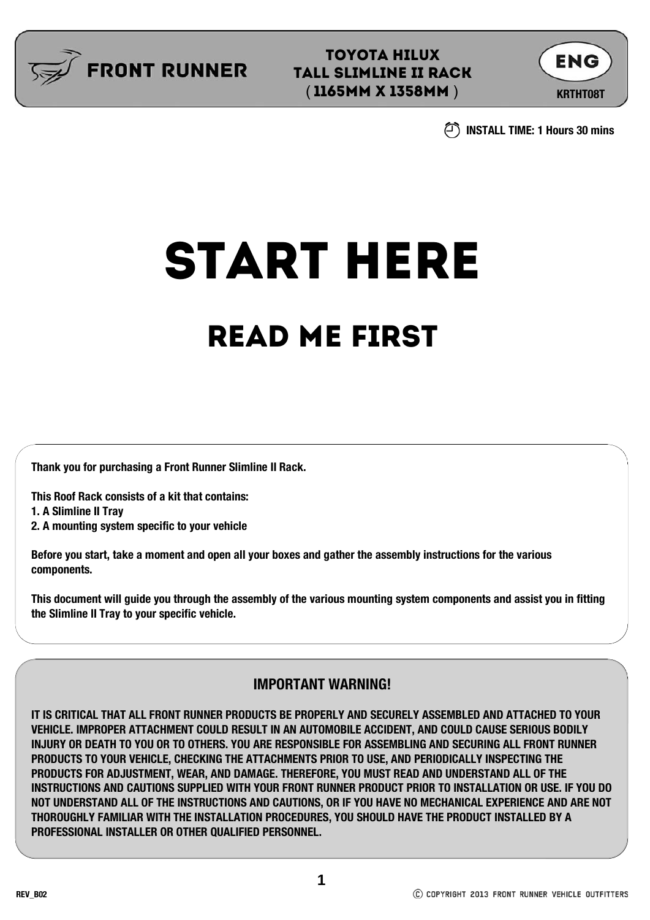FRONT RUNNER

# TOYOTA HILUX TALL SLIMLINE II RACK (1165MM X 1358MM)

**ENG**

**KRTHT08T**

**INSTALL TIME: 1 Hours 30 mins**

# START HERE

## READ ME FIRST

**Thank you for purchasing a Front Runner Slimline II Rack.**

**This Roof Rack consists of a kit that contains:**
**1. A Slimline II Tray**
**2. A mounting system specific to your vehicle**

**Before you start, take a moment and open all your boxes and gather the assembly instructions for the various components.**

**This document will guide you through the assembly of the various mounting system components and assist you in fitting the Slimline II Tray to your specific vehicle.**

### IMPORTANT WARNING!

**IT IS CRITICAL THAT ALL FRONT RUNNER PRODUCTS BE PROPERLY AND SECURELY ASSEMBLED AND ATTACHED TO YOUR VEHICLE. IMPROPER ATTACHMENT COULD RESULT IN AN AUTOMOBILE ACCIDENT, AND COULD CAUSE SERIOUS BODILY INJURY OR DEATH TO YOU OR TO OTHERS. YOU ARE RESPONSIBLE FOR ASSEMBLING AND SECURING ALL FRONT RUNNER PRODUCTS TO YOUR VEHICLE, CHECKING THE ATTACHMENTS PRIOR TO USE, AND PERIODICALLY INSPECTING THE PRODUCTS FOR ADJUSTMENT, WEAR, AND DAMAGE. THEREFORE, YOU MUST READ AND UNDERSTAND ALL OF THE INSTRUCTIONS AND CAUTIONS SUPPLIED WITH YOUR FRONT RUNNER PRODUCT PRIOR TO INSTALLATION OR USE. IF YOU DO NOT UNDERSTAND ALL OF THE INSTRUCTIONS AND CAUTIONS, OR IF YOU HAVE NO MECHANICAL EXPERIENCE AND ARE NOT THOROUGHLY FAMILIAR WITH THE INSTALLATION PROCEDURES, YOU SHOULD HAVE THE PRODUCT INSTALLED BY A PROFESSIONAL INSTALLER OR OTHER QUALIFIED PERSONNEL.**

REV_B02

© COPYRIGHT 2013 FRONT RUNNER VEHICLE OUTFITTERS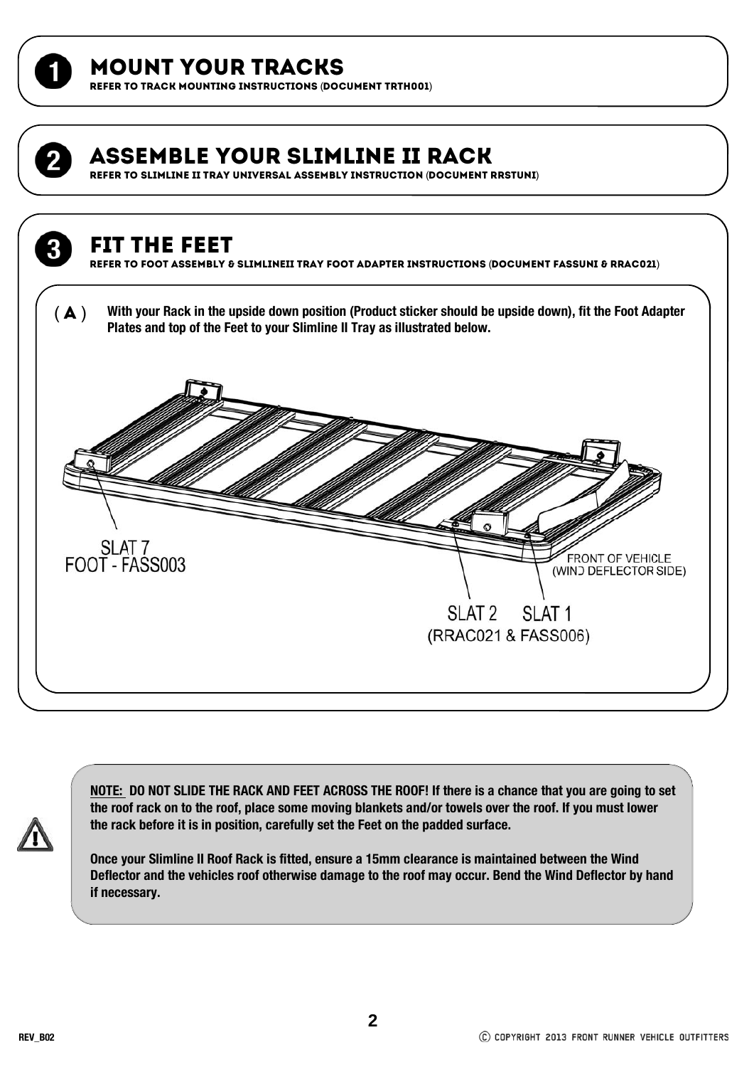## 1 MOUNT YOUR TRACKS

REFER TO TRACK MOUNTING INSTRUCTIONS (DOCUMENT TRTH001)

## 2 ASSEMBLE YOUR SLIMLINE II RACK

REFER TO SLIMLINE II TRAY UNIVERSAL ASSEMBLY INSTRUCTION (DOCUMENT RRSTUNI)

## 3 FIT THE FEET

REFER TO FOOT ASSEMBLY & SLIMLINEII TRAY FOOT ADAPTER INSTRUCTIONS (DOCUMENT FASSUNI & RRAC021)

**( A )** **With your Rack in the upside down position (Product sticker should be upside down), fit the Foot Adapter Plates and top of the Feet to your Slimline II Tray as illustrated below.**

SLAT 7
FOOT - FASS003

FRONT OF VEHICLE
(WIND DEFLECTOR SIDE)

SLAT 2 SLAT 1
(RRAC021 & FASS006)

**<u>NOTE:</u> DO NOT SLIDE THE RACK AND FEET ACROSS THE ROOF! If there is a chance that you are going to set the roof rack on to the roof, place some moving blankets and/or towels over the roof. If you must lower the rack before it is in position, carefully set the Feet on the padded surface.**

**Once your Slimline II Roof Rack is fitted, ensure a 15mm clearance is maintained between the Wind Deflector and the vehicles roof otherwise damage to the roof may occur. Bend the Wind Deflector by hand if necessary.**

REV_B02

Ⓒ COPYRIGHT 2013 FRONT RUNNER VEHICLE OUTFITTERS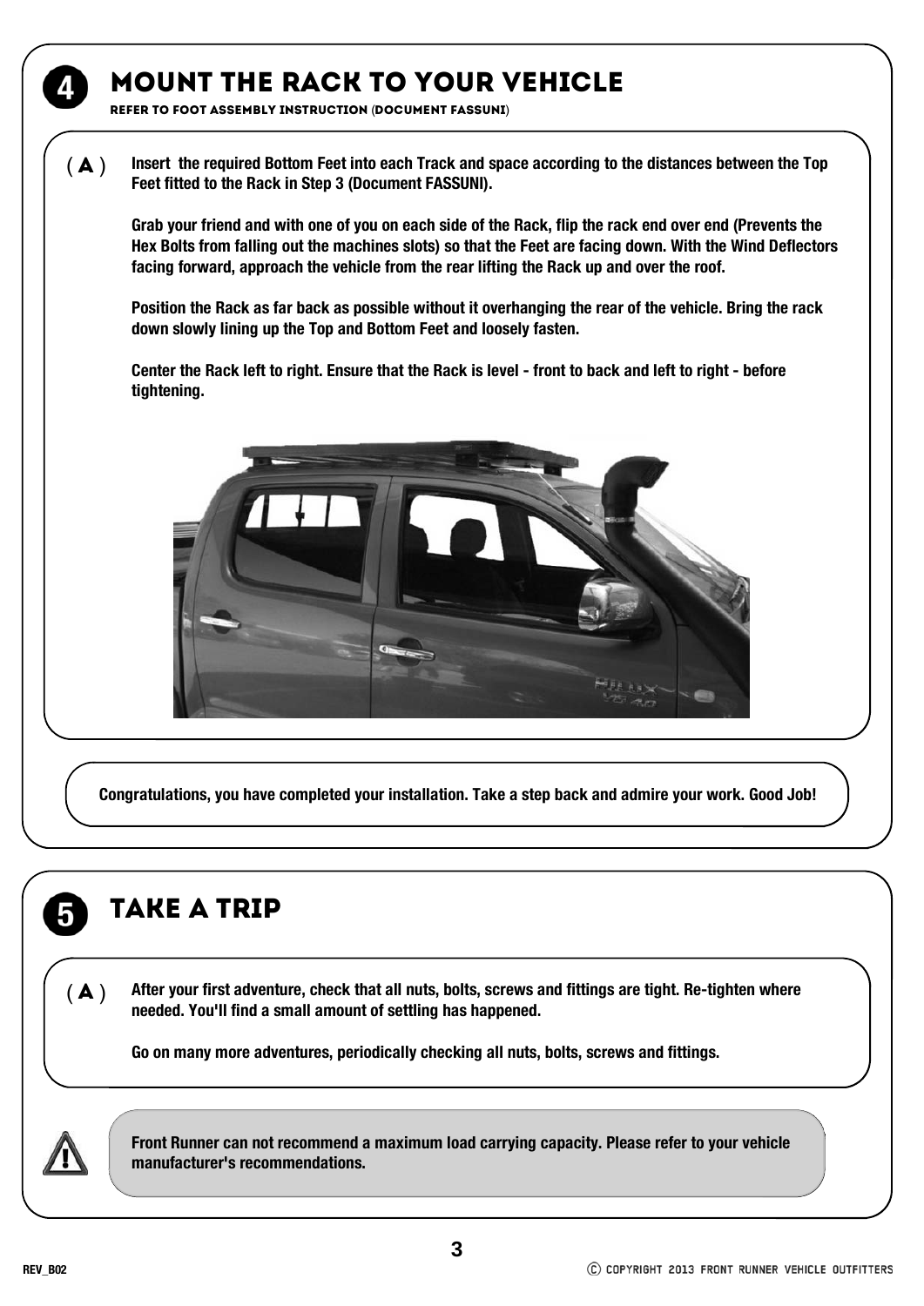## 4 MOUNT THE RACK TO YOUR VEHICLE

REFER TO FOOT ASSEMBLY INSTRUCTION (DOCUMENT FASSUNI)

**( A )** **Insert the required Bottom Feet into each Track and space according to the distances between the Top Feet fitted to the Rack in Step 3 (Document FASSUNI).**

**Grab your friend and with one of you on each side of the Rack, flip the rack end over end (Prevents the Hex Bolts from falling out the machines slots) so that the Feet are facing down. With the Wind Deflectors facing forward, approach the vehicle from the rear lifting the Rack up and over the roof.**

**Position the Rack as far back as possible without it overhanging the rear of the vehicle. Bring the rack down slowly lining up the Top and Bottom Feet and loosely fasten.**

**Center the Rack left to right. Ensure that the Rack is level - front to back and left to right - before tightening.**

**Congratulations, you have completed your installation. Take a step back and admire your work. Good Job!**

## 5 TAKE A TRIP

**( A )** **After your first adventure, check that all nuts, bolts, screws and fittings are tight. Re-tighten where needed. You'll find a small amount of settling has happened.**

**Go on many more adventures, periodically checking all nuts, bolts, screws and fittings.**

**Front Runner can not recommend a maximum load carrying capacity. Please refer to your vehicle manufacturer's recommendations.**

REV_B02

© COPYRIGHT 2013 FRONT RUNNER VEHICLE OUTFITTERS